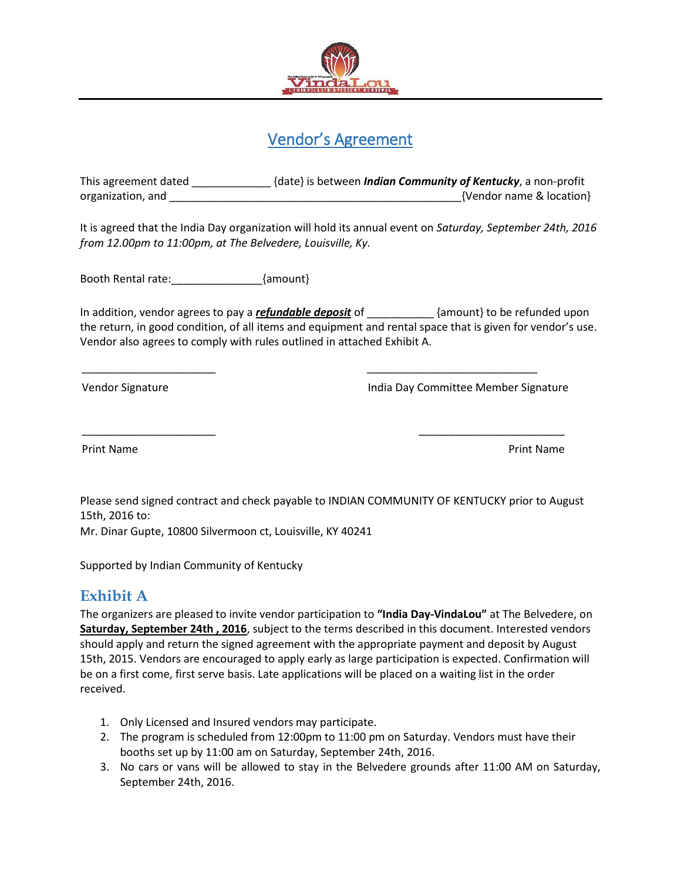# Vendor's Agreement

This agreement dated _____________ {date} is between ***Indian Community of Kentucky***, a non-profit organization, and ________________________________________________{Vendor name & location}

It is agreed that the India Day organization will hold its annual event on *Saturday, September 24th, 2016 from 12.00pm to 11:00pm, at The Belvedere, Louisville, Ky.*

Booth Rental rate:_______________{amount}

In addition, vendor agrees to pay a ***refundable deposit*** of ___________ {amount} to be refunded upon the return, in good condition, of all items and equipment and rental space that is given for vendor's use. Vendor also agrees to comply with rules outlined in attached Exhibit A.

______________________ ____________________________

Vendor Signature India Day Committee Member Signature

______________________ ________________________

Print Name Print Name

Please send signed contract and check payable to INDIAN COMMUNITY OF KENTUCKY prior to August 15th, 2016 to:
Mr. Dinar Gupte, 10800 Silvermoon ct, Louisville, KY 40241

Supported by Indian Community of Kentucky

## Exhibit A

The organizers are pleased to invite vendor participation to **"India Day-VindaLou"** at The Belvedere, on **Saturday, September 24th , 2016**, subject to the terms described in this document. Interested vendors should apply and return the signed agreement with the appropriate payment and deposit by August 15th, 2015. Vendors are encouraged to apply early as large participation is expected. Confirmation will be on a first come, first serve basis. Late applications will be placed on a waiting list in the order received.

1. Only Licensed and Insured vendors may participate.
2. The program is scheduled from 12:00pm to 11:00 pm on Saturday. Vendors must have their booths set up by 11:00 am on Saturday, September 24th, 2016.
3. No cars or vans will be allowed to stay in the Belvedere grounds after 11:00 AM on Saturday, September 24th, 2016.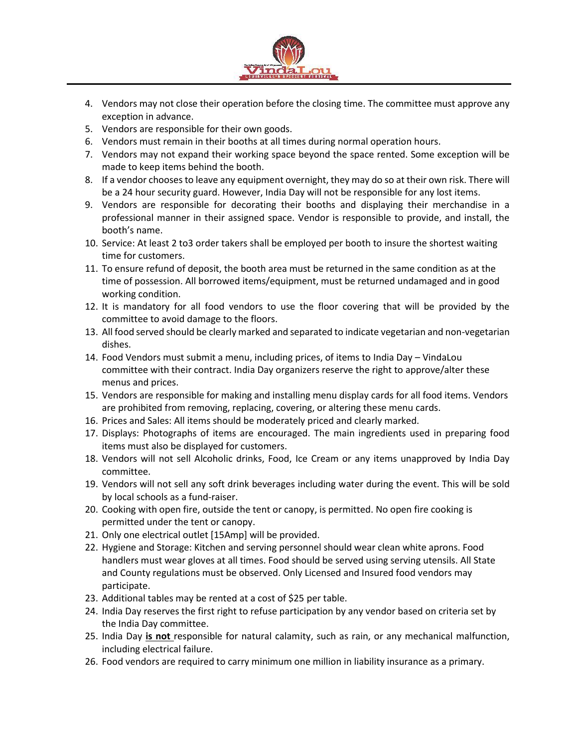4. Vendors may not close their operation before the closing time. The committee must approve any exception in advance.
5. Vendors are responsible for their own goods.
6. Vendors must remain in their booths at all times during normal operation hours.
7. Vendors may not expand their working space beyond the space rented. Some exception will be made to keep items behind the booth.
8. If a vendor chooses to leave any equipment overnight, they may do so at their own risk. There will be a 24 hour security guard. However, India Day will not be responsible for any lost items.
9. Vendors are responsible for decorating their booths and displaying their merchandise in a professional manner in their assigned space. Vendor is responsible to provide, and install, the booth's name.
10. Service: At least 2 to3 order takers shall be employed per booth to insure the shortest waiting time for customers.
11. To ensure refund of deposit, the booth area must be returned in the same condition as at the time of possession. All borrowed items/equipment, must be returned undamaged and in good working condition.
12. It is mandatory for all food vendors to use the floor covering that will be provided by the committee to avoid damage to the floors.
13. All food served should be clearly marked and separated to indicate vegetarian and non-vegetarian dishes.
14. Food Vendors must submit a menu, including prices, of items to India Day – VindaLou committee with their contract. India Day organizers reserve the right to approve/alter these menus and prices.
15. Vendors are responsible for making and installing menu display cards for all food items. Vendors are prohibited from removing, replacing, covering, or altering these menu cards.
16. Prices and Sales: All items should be moderately priced and clearly marked.
17. Displays: Photographs of items are encouraged. The main ingredients used in preparing food items must also be displayed for customers.
18. Vendors will not sell Alcoholic drinks, Food, Ice Cream or any items unapproved by India Day committee.
19. Vendors will not sell any soft drink beverages including water during the event. This will be sold by local schools as a fund-raiser.
20. Cooking with open fire, outside the tent or canopy, is permitted. No open fire cooking is permitted under the tent or canopy.
21. Only one electrical outlet [15Amp] will be provided.
22. Hygiene and Storage: Kitchen and serving personnel should wear clean white aprons. Food handlers must wear gloves at all times. Food should be served using serving utensils. All State and County regulations must be observed. Only Licensed and Insured food vendors may participate.
23. Additional tables may be rented at a cost of $25 per table.
24. India Day reserves the first right to refuse participation by any vendor based on criteria set by the India Day committee.
25. India Day **is not** responsible for natural calamity, such as rain, or any mechanical malfunction, including electrical failure.
26. Food vendors are required to carry minimum one million in liability insurance as a primary.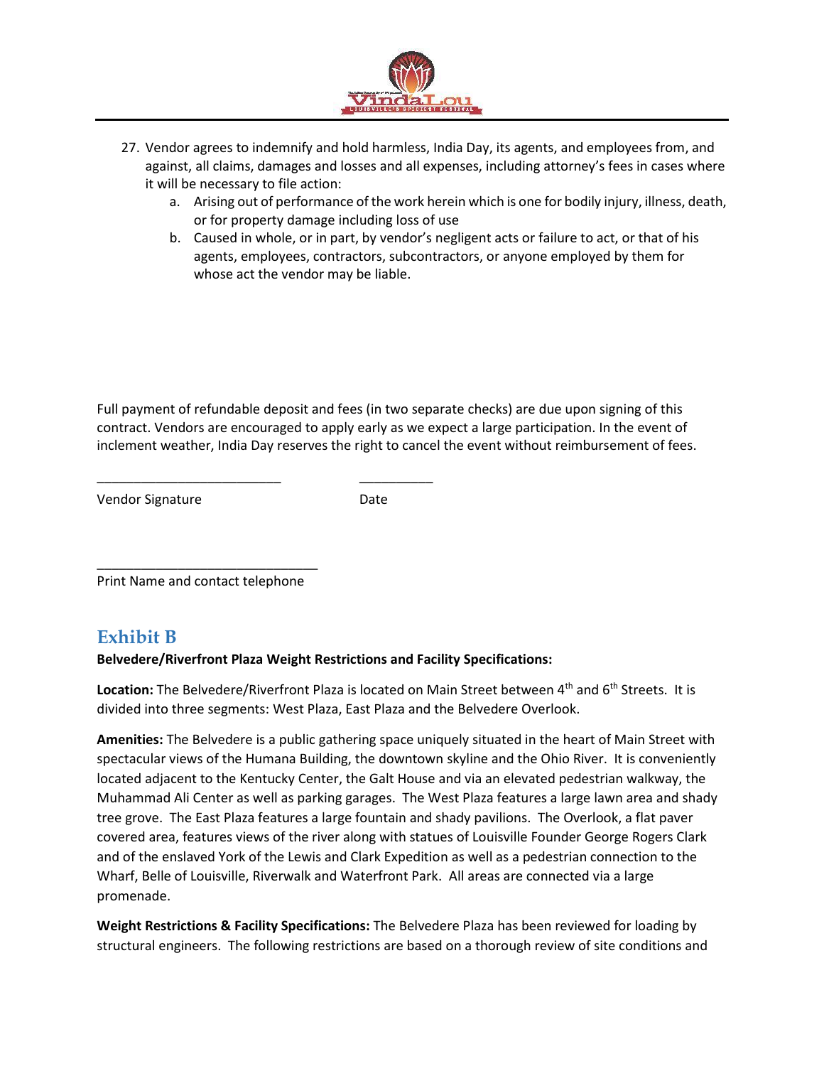27. Vendor agrees to indemnify and hold harmless, India Day, its agents, and employees from, and against, all claims, damages and losses and all expenses, including attorney's fees in cases where it will be necessary to file action:
    a. Arising out of performance of the work herein which is one for bodily injury, illness, death, or for property damage including loss of use
    b. Caused in whole, or in part, by vendor's negligent acts or failure to act, or that of his agents, employees, contractors, subcontractors, or anyone employed by them for whose act the vendor may be liable.

Full payment of refundable deposit and fees (in two separate checks) are due upon signing of this contract. Vendors are encouraged to apply early as we expect a large participation. In the event of inclement weather, India Day reserves the right to cancel the event without reimbursement of fees.

_________________________ __________

Vendor Signature Date

______________________________

Print Name and contact telephone

## Exhibit B

**Belvedere/Riverfront Plaza Weight Restrictions and Facility Specifications:**

**Location:** The Belvedere/Riverfront Plaza is located on Main Street between 4th and 6th Streets. It is divided into three segments: West Plaza, East Plaza and the Belvedere Overlook.

**Amenities:** The Belvedere is a public gathering space uniquely situated in the heart of Main Street with spectacular views of the Humana Building, the downtown skyline and the Ohio River. It is conveniently located adjacent to the Kentucky Center, the Galt House and via an elevated pedestrian walkway, the Muhammad Ali Center as well as parking garages. The West Plaza features a large lawn area and shady tree grove. The East Plaza features a large fountain and shady pavilions. The Overlook, a flat paver covered area, features views of the river along with statues of Louisville Founder George Rogers Clark and of the enslaved York of the Lewis and Clark Expedition as well as a pedestrian connection to the Wharf, Belle of Louisville, Riverwalk and Waterfront Park. All areas are connected via a large promenade.

**Weight Restrictions & Facility Specifications:** The Belvedere Plaza has been reviewed for loading by structural engineers. The following restrictions are based on a thorough review of site conditions and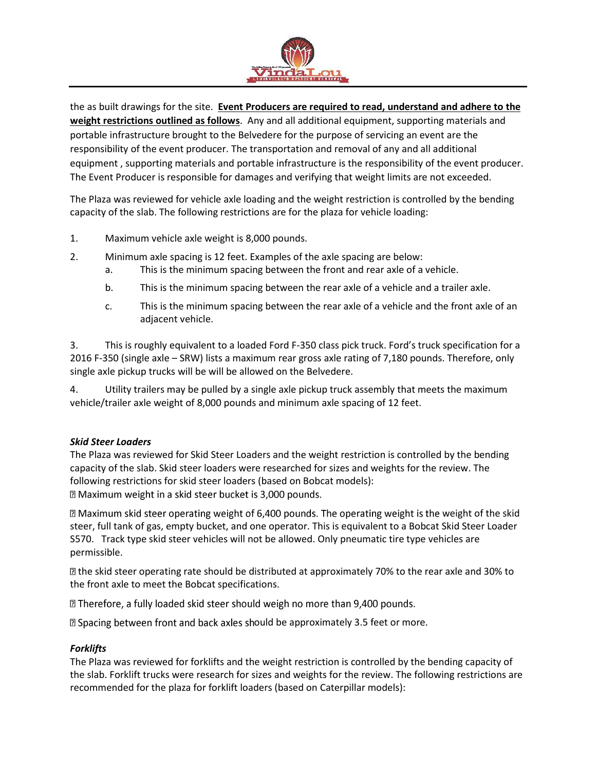the as built drawings for the site. **Event Producers are required to read, understand and adhere to the weight restrictions outlined as follows**. Any and all additional equipment, supporting materials and portable infrastructure brought to the Belvedere for the purpose of servicing an event are the responsibility of the event producer. The transportation and removal of any and all additional equipment , supporting materials and portable infrastructure is the responsibility of the event producer. The Event Producer is responsible for damages and verifying that weight limits are not exceeded.

The Plaza was reviewed for vehicle axle loading and the weight restriction is controlled by the bending capacity of the slab. The following restrictions are for the plaza for vehicle loading:

1. Maximum vehicle axle weight is 8,000 pounds.
2. Minimum axle spacing is 12 feet. Examples of the axle spacing are below:
   a. This is the minimum spacing between the front and rear axle of a vehicle.
   b. This is the minimum spacing between the rear axle of a vehicle and a trailer axle.
   c. This is the minimum spacing between the rear axle of a vehicle and the front axle of an adjacent vehicle.

3. This is roughly equivalent to a loaded Ford F-350 class pick truck. Ford's truck specification for a 2016 F-350 (single axle – SRW) lists a maximum rear gross axle rating of 7,180 pounds. Therefore, only single axle pickup trucks will be will be allowed on the Belvedere.

4. Utility trailers may be pulled by a single axle pickup truck assembly that meets the maximum vehicle/trailer axle weight of 8,000 pounds and minimum axle spacing of 12 feet.

***Skid Steer Loaders***

The Plaza was reviewed for Skid Steer Loaders and the weight restriction is controlled by the bending capacity of the slab. Skid steer loaders were researched for sizes and weights for the review. The following restrictions for skid steer loaders (based on Bobcat models):

- Maximum weight in a skid steer bucket is 3,000 pounds.
- Maximum skid steer operating weight of 6,400 pounds. The operating weight is the weight of the skid steer, full tank of gas, empty bucket, and one operator. This is equivalent to a Bobcat Skid Steer Loader S570. Track type skid steer vehicles will not be allowed. Only pneumatic tire type vehicles are permissible.
- the skid steer operating rate should be distributed at approximately 70% to the rear axle and 30% to the front axle to meet the Bobcat specifications.
- Therefore, a fully loaded skid steer should weigh no more than 9,400 pounds.
- Spacing between front and back axles should be approximately 3.5 feet or more.

***Forklifts***

The Plaza was reviewed for forklifts and the weight restriction is controlled by the bending capacity of the slab. Forklift trucks were research for sizes and weights for the review. The following restrictions are recommended for the plaza for forklift loaders (based on Caterpillar models):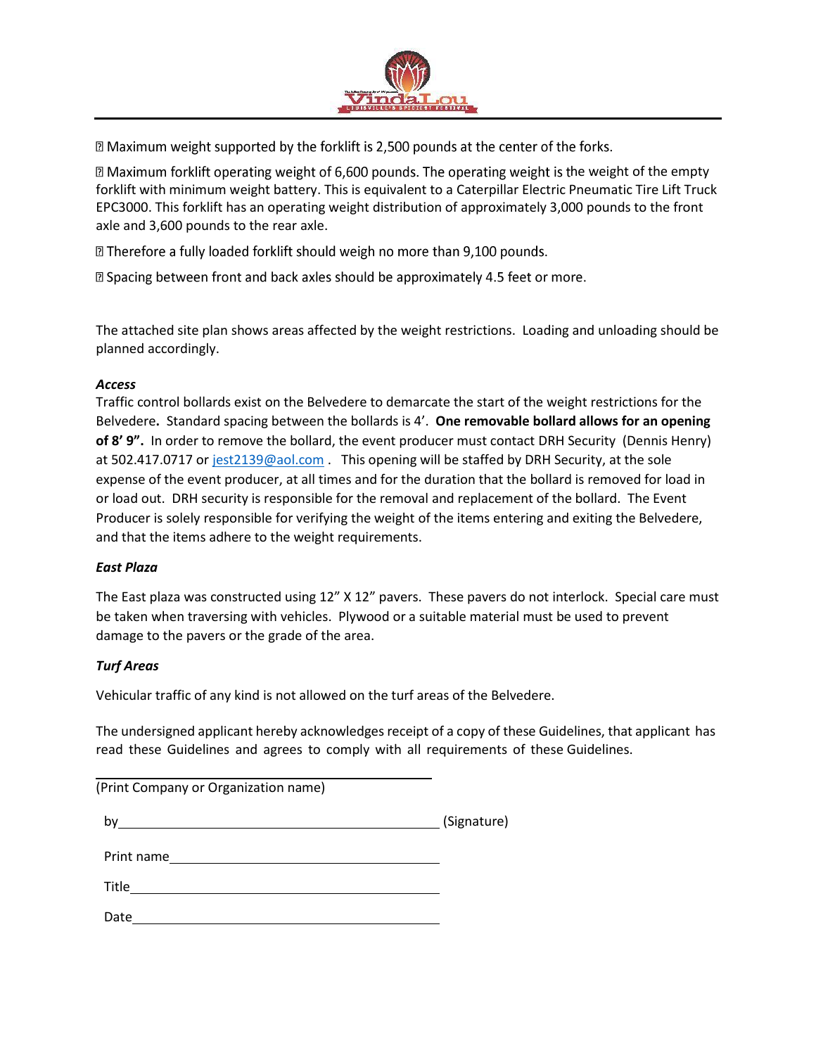- Maximum weight supported by the forklift is 2,500 pounds at the center of the forks.
- Maximum forklift operating weight of 6,600 pounds. The operating weight is the weight of the empty forklift with minimum weight battery. This is equivalent to a Caterpillar Electric Pneumatic Tire Lift Truck EPC3000. This forklift has an operating weight distribution of approximately 3,000 pounds to the front axle and 3,600 pounds to the rear axle.
- Therefore a fully loaded forklift should weigh no more than 9,100 pounds.
- Spacing between front and back axles should be approximately 4.5 feet or more.

The attached site plan shows areas affected by the weight restrictions. Loading and unloading should be planned accordingly.

***Access***

Traffic control bollards exist on the Belvedere to demarcate the start of the weight restrictions for the Belvedere**.** Standard spacing between the bollards is 4'. **One removable bollard allows for an opening of 8' 9".** In order to remove the bollard, the event producer must contact DRH Security (Dennis Henry) at 502.417.0717 or jest2139@aol.com . This opening will be staffed by DRH Security, at the sole expense of the event producer, at all times and for the duration that the bollard is removed for load in or load out. DRH security is responsible for the removal and replacement of the bollard. The Event Producer is solely responsible for verifying the weight of the items entering and exiting the Belvedere, and that the items adhere to the weight requirements.

***East Plaza***

The East plaza was constructed using 12" X 12" pavers. These pavers do not interlock. Special care must be taken when traversing with vehicles. Plywood or a suitable material must be used to prevent damage to the pavers or the grade of the area.

***Turf Areas***

Vehicular traffic of any kind is not allowed on the turf areas of the Belvedere.

The undersigned applicant hereby acknowledges receipt of a copy of these Guidelines, that applicant has read these Guidelines and agrees to comply with all requirements of these Guidelines.

______________________________________

(Print Company or Organization name)

by______________________________________ (Signature)

Print name______________________________

Title___________________________________

Date___________________________________